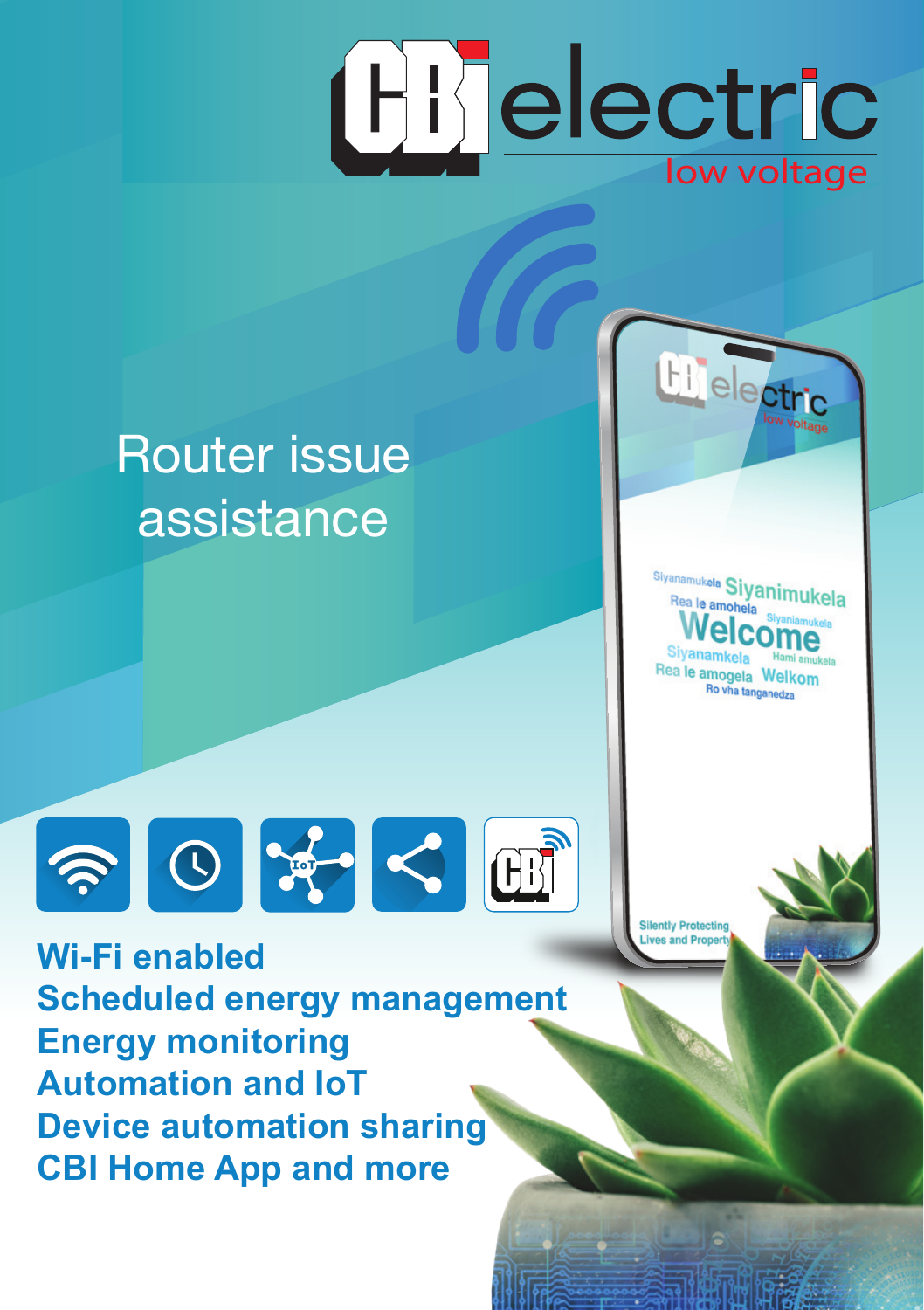# Router issue assistance

**Wi-Fi enabled**
**Scheduled energy management**
**Energy monitoring**
**Automation and IoT**
**Device automation sharing**
**CBI Home App and more**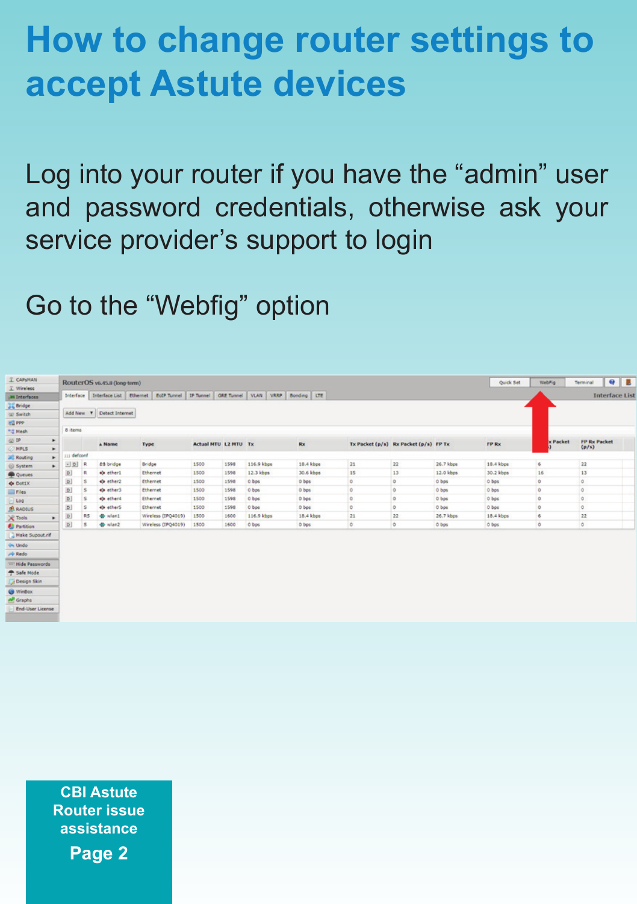# How to change router settings to accept Astute devices

Log into your router if you have the “admin” user and password credentials, otherwise ask your service provider’s support to login

Go to the “Webfig” option

**CBI Astute Router issue assistance**

**Page 2**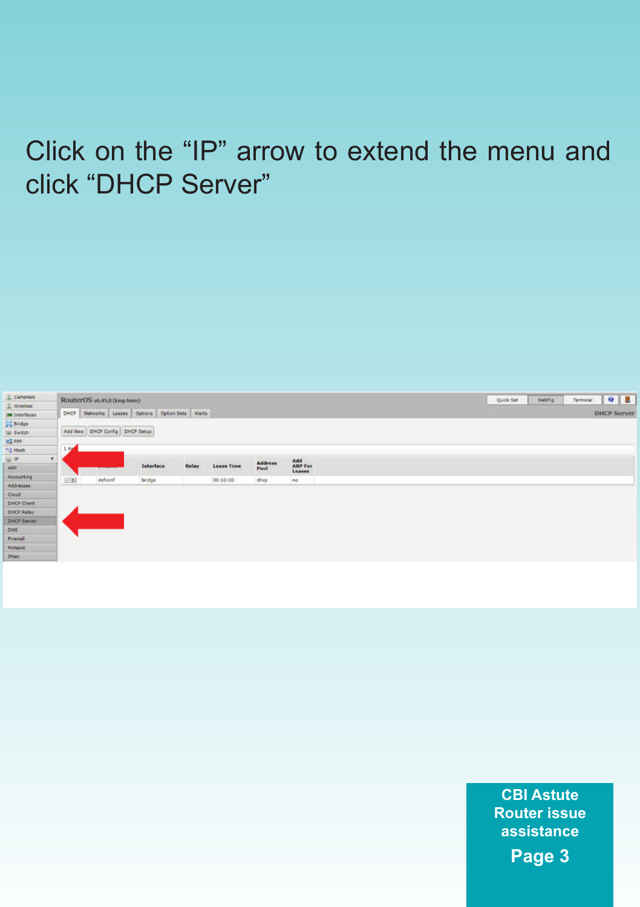Click on the “IP” arrow to extend the menu and click “DHCP Server”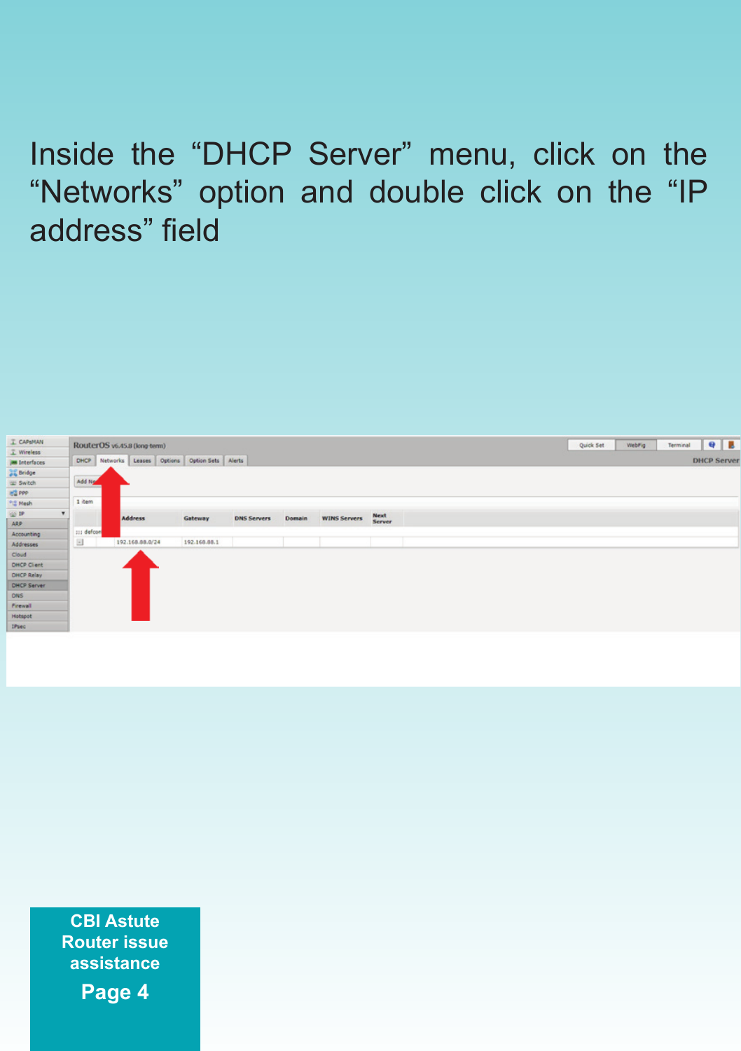Inside the "DHCP Server" menu, click on the "Networks" option and double click on the "IP address" field

**CBI Astute Router issue assistance**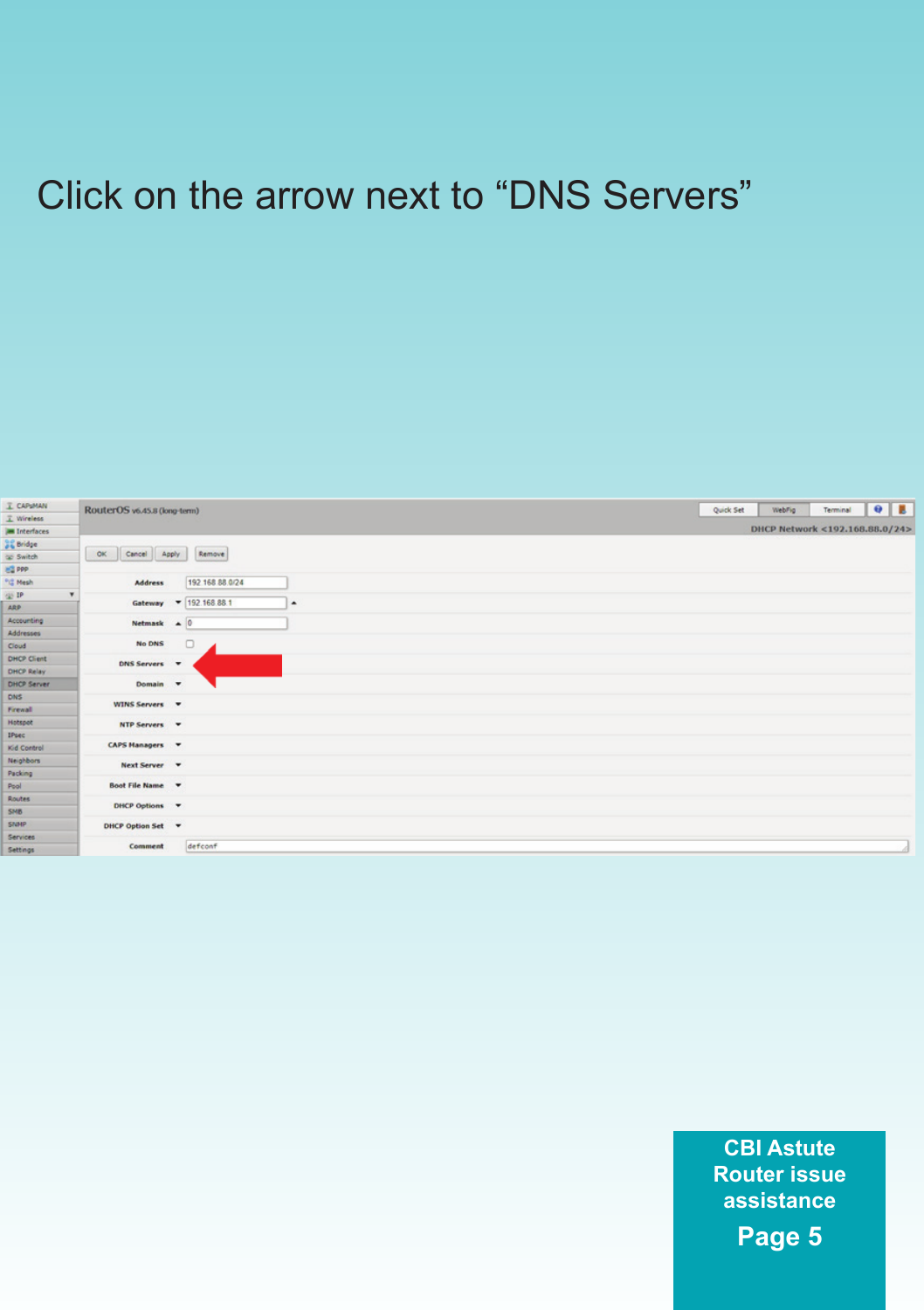Click on the arrow next to “DNS Servers”

CBI Astute Router issue assistance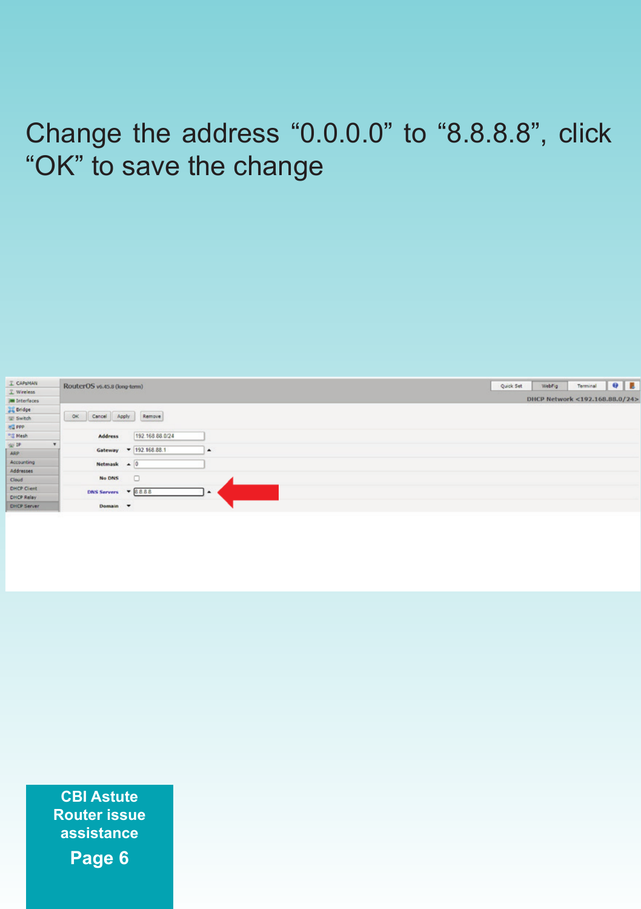Change the address “0.0.0.0” to “8.8.8.8”, click “OK” to save the change

**CBI Astute Router issue assistance**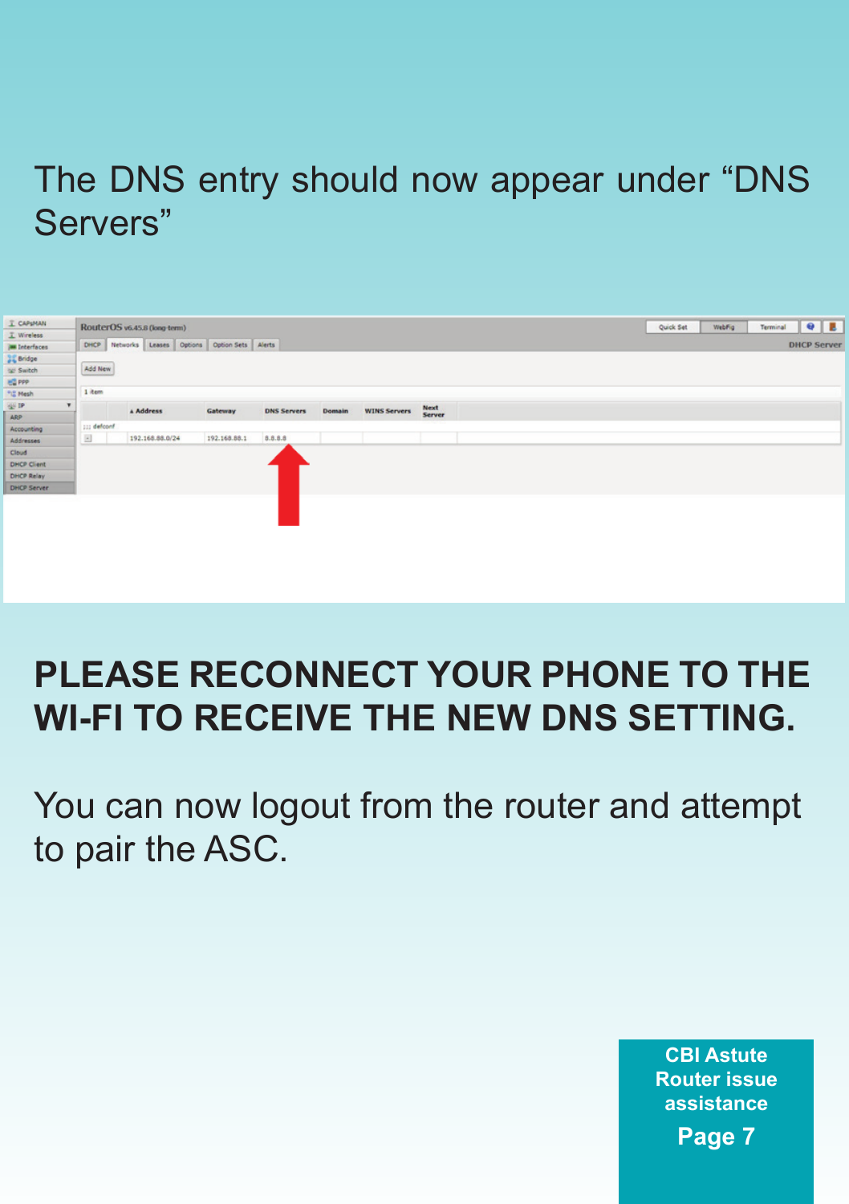The DNS entry should now appear under “DNS Servers”

**PLEASE RECONNECT YOUR PHONE TO THE WI-FI TO RECEIVE THE NEW DNS SETTING.**

You can now logout from the router and attempt to pair the ASC.

**CBI Astute Router issue assistance**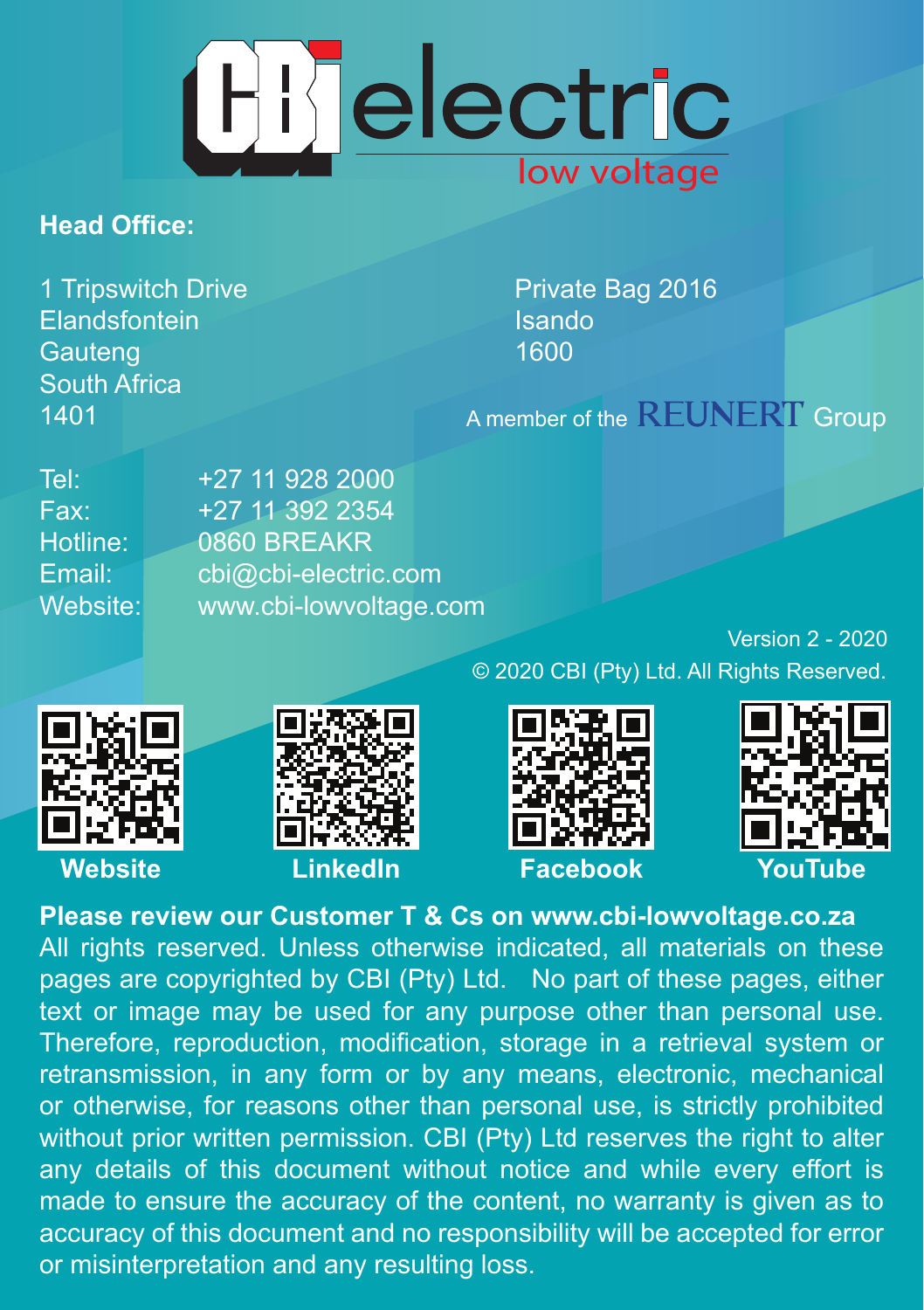CBi electric low voltage

**Head Office:**

1 Tripswitch Drive
Elandsfontein
Gauteng
South Africa
1401

Private Bag 2016
Isando
1600

A member of the REUNERT Group

| | |
|---|---|
| Tel: | +27 11 928 2000 |
| Fax: | +27 11 392 2354 |
| Hotline: | 0860 BREAKR |
| Email: | cbi@cbi-electric.com |
| Website: | www.cbi-lowvoltage.com |

Version 2 - 2020
© 2020 CBI (Pty) Ltd. All Rights Reserved.

**Website** **LinkedIn** **Facebook** **YouTube**

**Please review our Customer T & Cs on www.cbi-lowvoltage.co.za**
All rights reserved. Unless otherwise indicated, all materials on these pages are copyrighted by CBI (Pty) Ltd. No part of these pages, either text or image may be used for any purpose other than personal use. Therefore, reproduction, modification, storage in a retrieval system or retransmission, in any form or by any means, electronic, mechanical or otherwise, for reasons other than personal use, is strictly prohibited without prior written permission. CBI (Pty) Ltd reserves the right to alter any details of this document without notice and while every effort is made to ensure the accuracy of the content, no warranty is given as to accuracy of this document and no responsibility will be accepted for error or misinterpretation and any resulting loss.